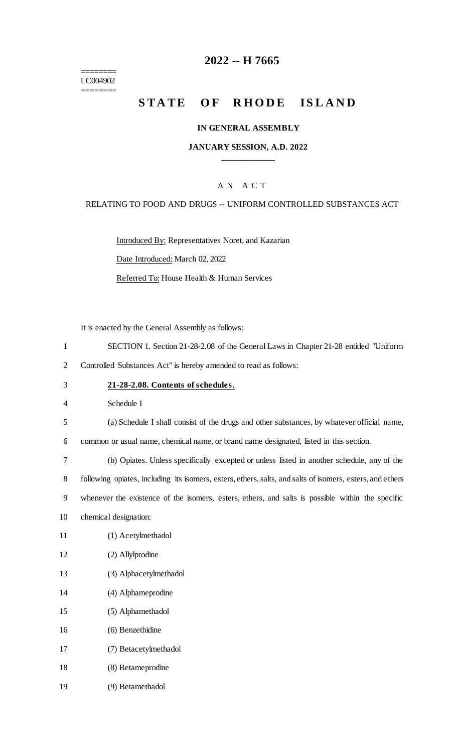# 2022 -- H 7665

========
LC004902
========

## STATE OF RHODE ISLAND

### IN GENERAL ASSEMBLY

### JANUARY SESSION, A.D. 2022

____________

A N A C T

RELATING TO FOOD AND DRUGS -- UNIFORM CONTROLLED SUBSTANCES ACT

Introduced By: Representatives Noret, and Kazarian

Date Introduced: March 02, 2022

Referred To: House Health & Human Services

It is enacted by the General Assembly as follows:

SECTION 1. Section 21-28-2.08 of the General Laws in Chapter 21-28 entitled "Uniform Controlled Substances Act" is hereby amended to read as follows:

**21-28-2.08. Contents of schedules.**

Schedule I

(a) Schedule I shall consist of the drugs and other substances, by whatever official name, common or usual name, chemical name, or brand name designated, listed in this section.

(b) Opiates. Unless specifically excepted or unless listed in another schedule, any of the following opiates, including its isomers, esters, ethers, salts, and salts of isomers, esters, and ethers whenever the existence of the isomers, esters, ethers, and salts is possible within the specific chemical designation:

(1) Acetylmethadol

(2) Allylprodine

(3) Alphacetylmethadol

(4) Alphameprodine

(5) Alphamethadol

(6) Benzethidine

(7) Betacetylmethadol

(8) Betameprodine

(9) Betamethadol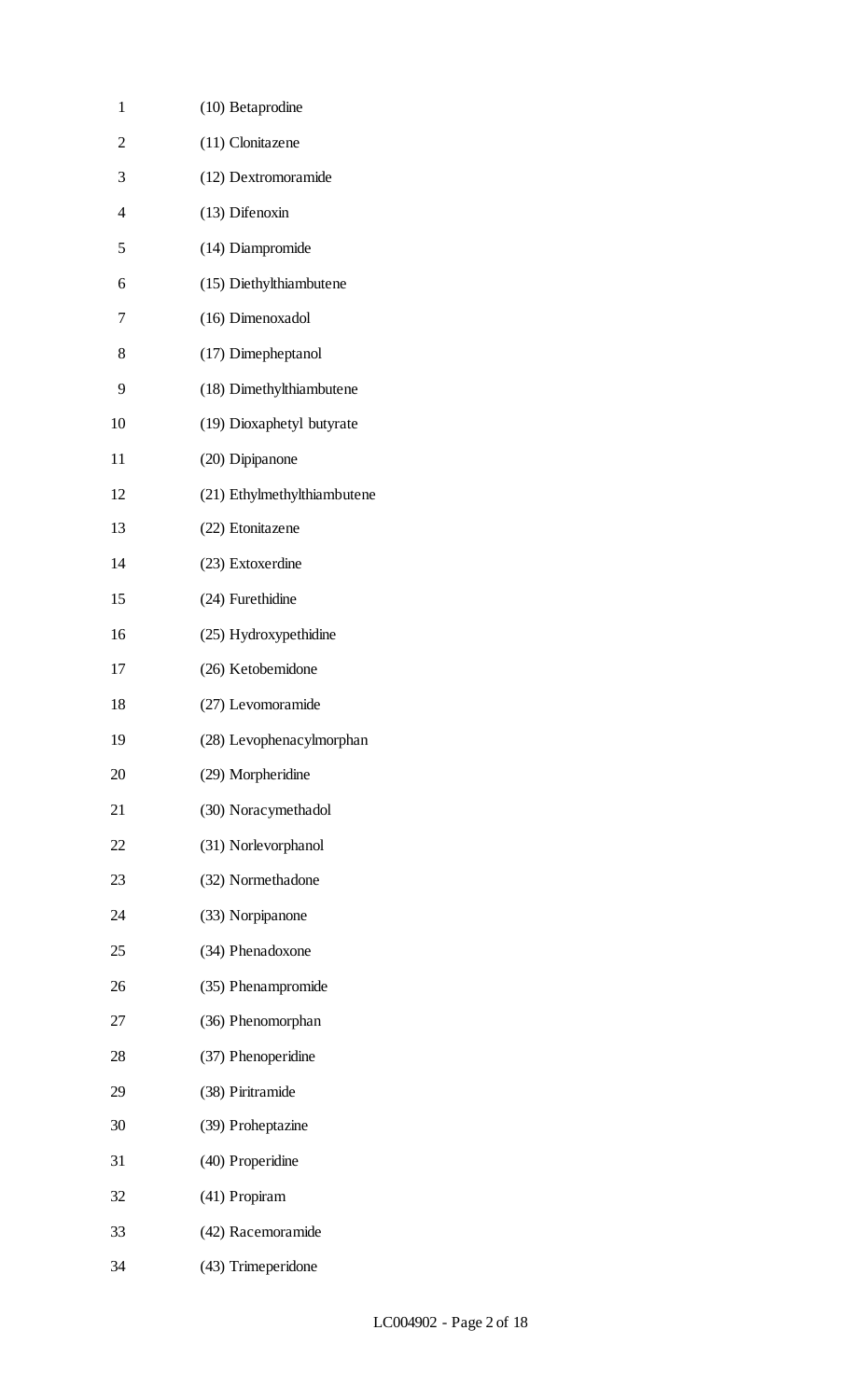(10) Betaprodine

(11) Clonitazene

(12) Dextromoramide

(13) Difenoxin

(14) Diampromide

(15) Diethylthiambutene

(16) Dimenoxadol

(17) Dimepheptanol

(18) Dimethylthiambutene

(19) Dioxaphetyl butyrate

(20) Dipipanone

(21) Ethylmethylthiambutene

(22) Etonitazene

(23) Extoxerdine

(24) Furethidine

(25) Hydroxypethidine

(26) Ketobemidone

(27) Levomoramide

(28) Levophenacylmorphan

(29) Morpheridine

(30) Noracymethadol

(31) Norlevorphanol

(32) Normethadone

(33) Norpipanone

(34) Phenadoxone

(35) Phenampromide

(36) Phenomorphan

(37) Phenoperidine

(38) Piritramide

(39) Proheptazine

(40) Properidine

(41) Propiram

(42) Racemoramide

(43) Trimeperidone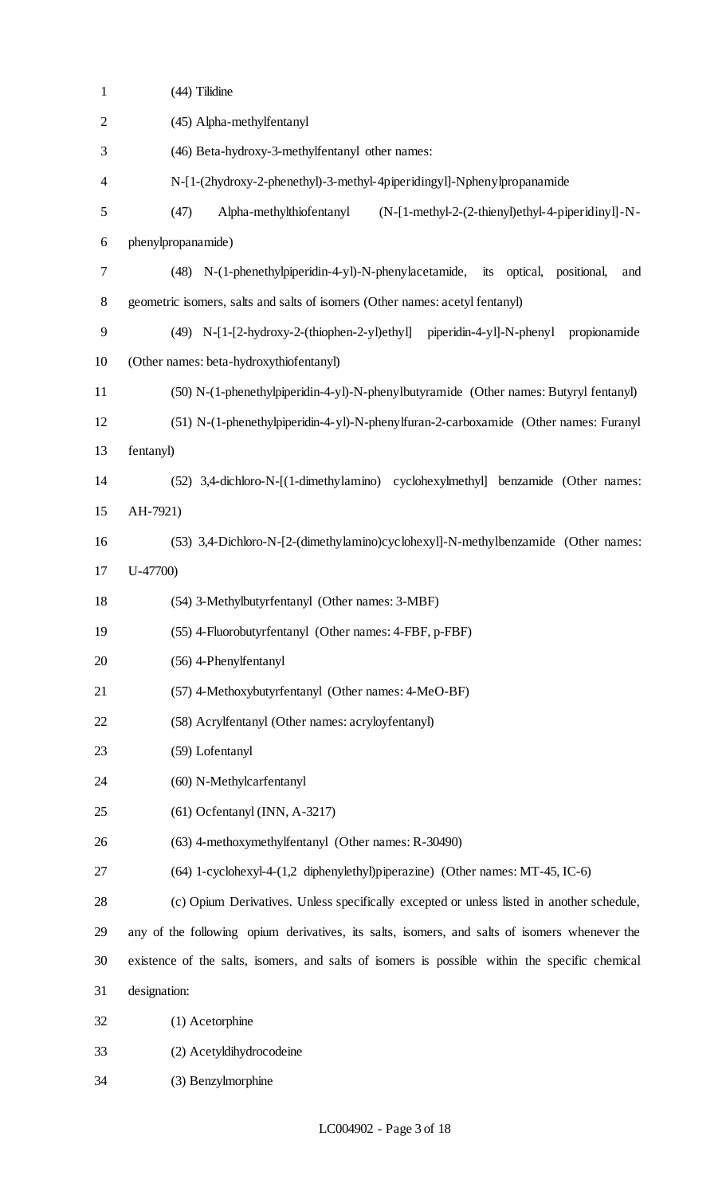(44) Tilidine

(45) Alpha-methylfentanyl

(46) Beta-hydroxy-3-methylfentanyl other names: N-[1-(2hydroxy-2-phenethyl)-3-methyl-4piperidingyl]-Nphenylpropanamide

(47) Alpha-methylthiofentanyl (N-[1-methyl-2-(2-thienyl)ethyl-4-piperidinyl]-N-phenylpropanamide)

(48) N-(1-phenethylpiperidin-4-yl)-N-phenylacetamide, its optical, positional, and geometric isomers, salts and salts of isomers (Other names: acetyl fentanyl)

(49) N-[1-[2-hydroxy-2-(thiophen-2-yl)ethyl] piperidin-4-yl]-N-phenyl propionamide (Other names: beta-hydroxythiofentanyl)

(50) N-(1-phenethylpiperidin-4-yl)-N-phenylbutyramide (Other names: Butyryl fentanyl)

(51) N-(1-phenethylpiperidin-4-yl)-N-phenylfuran-2-carboxamide (Other names: Furanyl fentanyl)

(52) 3,4-dichloro-N-[(1-dimethylamino) cyclohexylmethyl] benzamide (Other names: AH-7921)

(53) 3,4-Dichloro-N-[2-(dimethylamino)cyclohexyl]-N-methylbenzamide (Other names: U-47700)

(54) 3-Methylbutyrfentanyl (Other names: 3-MBF)

(55) 4-Fluorobutyrfentanyl (Other names: 4-FBF, p-FBF)

(56) 4-Phenylfentanyl

(57) 4-Methoxybutyrfentanyl (Other names: 4-MeO-BF)

(58) Acrylfentanyl (Other names: acryloyfentanyl)

(59) Lofentanyl

(60) N-Methylcarfentanyl

(61) Ocfentanyl (INN, A-3217)

(63) 4-methoxymethylfentanyl (Other names: R-30490)

(64) 1-cyclohexyl-4-(1,2 diphenylethyl)piperazine) (Other names: MT-45, IC-6)

(c) Opium Derivatives. Unless specifically excepted or unless listed in another schedule, any of the following opium derivatives, its salts, isomers, and salts of isomers whenever the existence of the salts, isomers, and salts of isomers is possible within the specific chemical designation:

(1) Acetorphine

(2) Acetyldihydrocodeine

(3) Benzylmorphine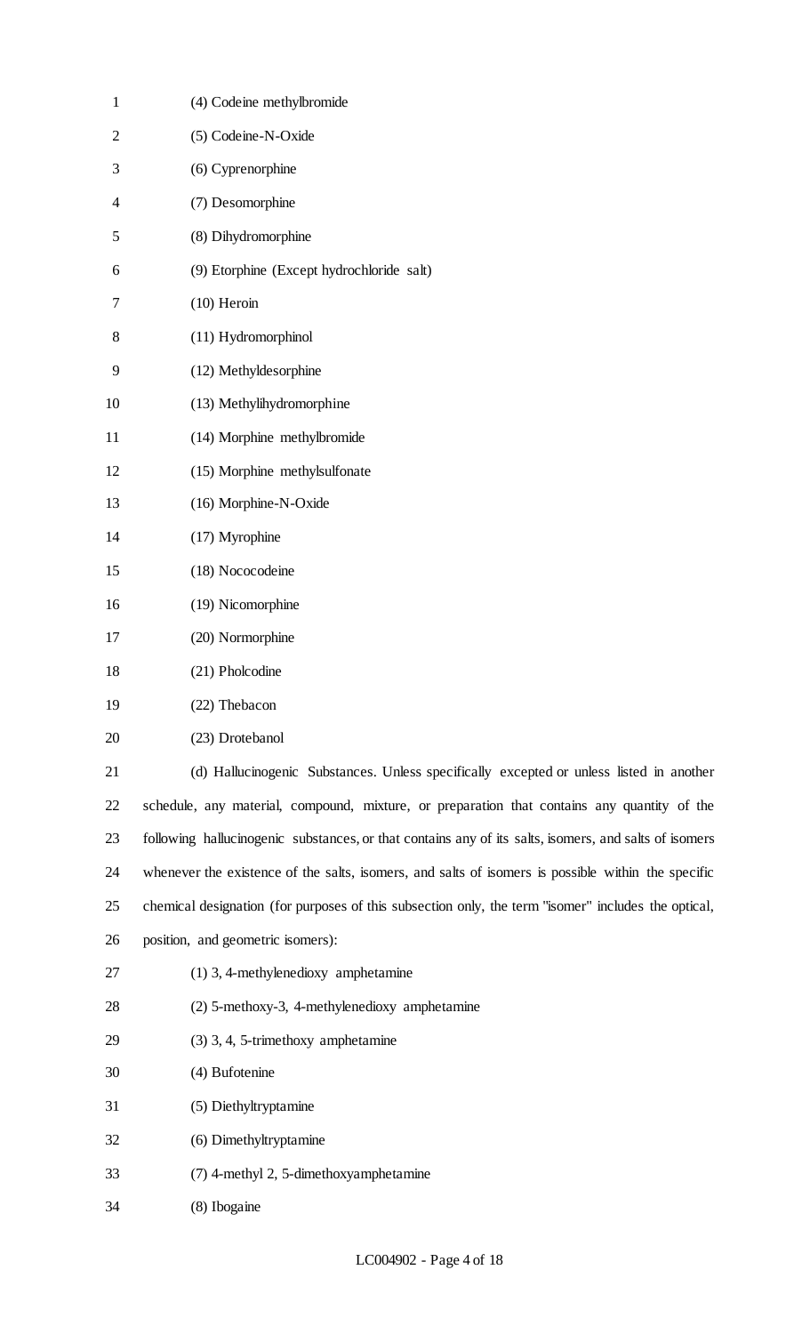(4) Codeine methylbromide

(5) Codeine-N-Oxide

(6) Cyprenorphine

(7) Desomorphine

(8) Dihydromorphine

(9) Etorphine (Except hydrochloride salt)

(10) Heroin

(11) Hydromorphinol

(12) Methyldesorphine

(13) Methylihydromorphine

(14) Morphine methylbromide

(15) Morphine methylsulfonate

(16) Morphine-N-Oxide

(17) Myrophine

(18) Nococodeine

(19) Nicomorphine

(20) Normorphine

(21) Pholcodine

(22) Thebacon

(23) Drotebanol

(d) Hallucinogenic Substances. Unless specifically excepted or unless listed in another schedule, any material, compound, mixture, or preparation that contains any quantity of the following hallucinogenic substances, or that contains any of its salts, isomers, and salts of isomers whenever the existence of the salts, isomers, and salts of isomers is possible within the specific chemical designation (for purposes of this subsection only, the term "isomer" includes the optical, position, and geometric isomers):

(1) 3, 4-methylenedioxy amphetamine

(2) 5-methoxy-3, 4-methylenedioxy amphetamine

(3) 3, 4, 5-trimethoxy amphetamine

(4) Bufotenine

(5) Diethyltryptamine

(6) Dimethyltryptamine

(7) 4-methyl 2, 5-dimethoxyamphetamine

(8) Ibogaine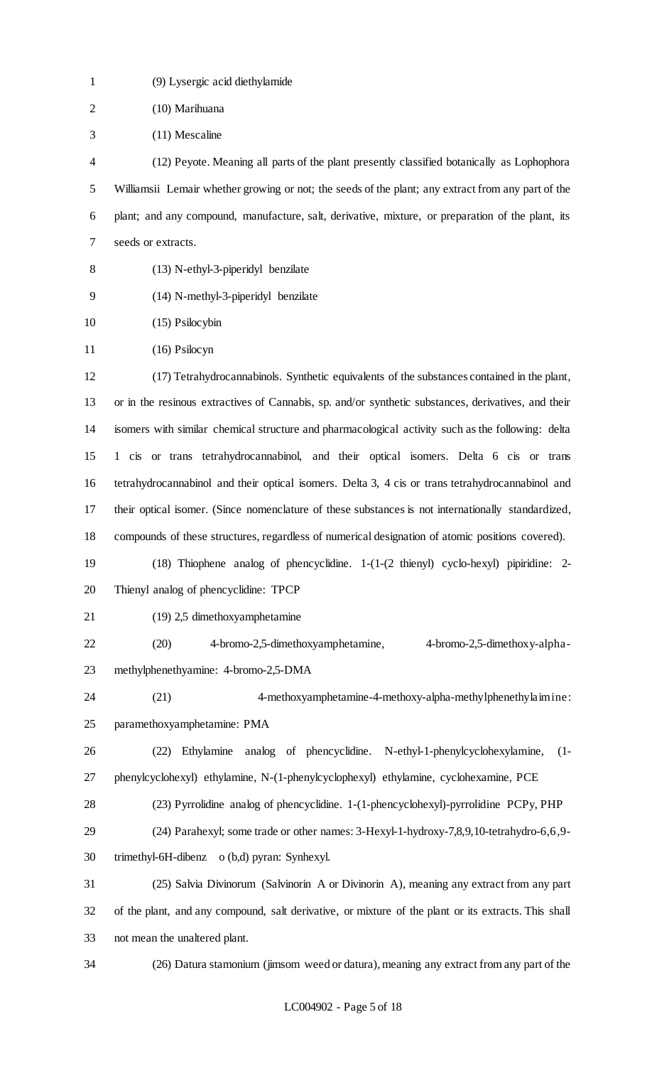(9) Lysergic acid diethylamide

(10) Marihuana

(11) Mescaline

(12) Peyote. Meaning all parts of the plant presently classified botanically as Lophophora Williamsii Lemair whether growing or not; the seeds of the plant; any extract from any part of the plant; and any compound, manufacture, salt, derivative, mixture, or preparation of the plant, its seeds or extracts.

(13) N-ethyl-3-piperidyl benzilate

(14) N-methyl-3-piperidyl benzilate

(15) Psilocybin

(16) Psilocyn

(17) Tetrahydrocannabinols. Synthetic equivalents of the substances contained in the plant, or in the resinous extractives of Cannabis, sp. and/or synthetic substances, derivatives, and their isomers with similar chemical structure and pharmacological activity such as the following: delta 1 cis or trans tetrahydrocannabinol, and their optical isomers. Delta 6 cis or trans tetrahydrocannabinol and their optical isomers. Delta 3, 4 cis or trans tetrahydrocannabinol and their optical isomer. (Since nomenclature of these substances is not internationally standardized, compounds of these structures, regardless of numerical designation of atomic positions covered).

(18) Thiophene analog of phencyclidine. 1-(1-(2 thienyl) cyclo-hexyl) pipiridine: 2-Thienyl analog of phencyclidine: TPCP

(19) 2,5 dimethoxyamphetamine

(20) 4-bromo-2,5-dimethoxyamphetamine, 4-bromo-2,5-dimethoxy-alpha-methylphenethyamine: 4-bromo-2,5-DMA

(21) 4-methoxyamphetamine-4-methoxy-alpha-methylphenethylaimine: paramethoxyamphetamine: PMA

(22) Ethylamine analog of phencyclidine. N-ethyl-1-phenylcyclohexylamine, (1-phenylcyclohexyl) ethylamine, N-(1-phenylcyclophexyl) ethylamine, cyclohexamine, PCE

(23) Pyrrolidine analog of phencyclidine. 1-(1-phencyclohexyl)-pyrrolidine PCPy, PHP

(24) Parahexyl; some trade or other names: 3-Hexyl-1-hydroxy-7,8,9,10-tetrahydro-6,6,9-trimethyl-6H-dibenz o (b,d) pyran: Synhexyl.

(25) Salvia Divinorum (Salvinorin A or Divinorin A), meaning any extract from any part of the plant, and any compound, salt derivative, or mixture of the plant or its extracts. This shall not mean the unaltered plant.

(26) Datura stamonium (jimsom weed or datura), meaning any extract from any part of the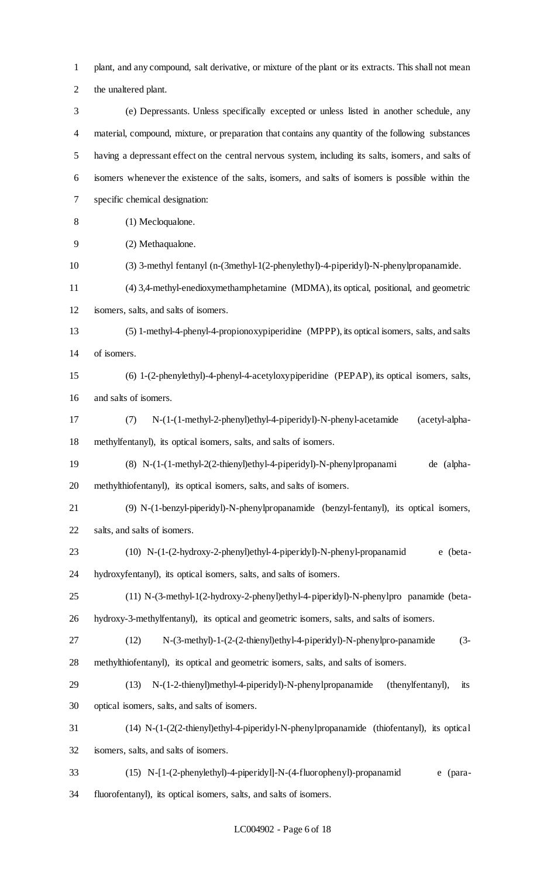plant, and any compound, salt derivative, or mixture of the plant or its extracts. This shall not mean the unaltered plant.

(e) Depressants. Unless specifically excepted or unless listed in another schedule, any material, compound, mixture, or preparation that contains any quantity of the following substances having a depressant effect on the central nervous system, including its salts, isomers, and salts of isomers whenever the existence of the salts, isomers, and salts of isomers is possible within the specific chemical designation:

(1) Mecloqualone.

(2) Methaqualone.

(3) 3-methyl fentanyl (n-(3methyl-1(2-phenylethyl)-4-piperidyl)-N-phenylpropanamide.

(4) 3,4-methyl-enedioxymethamphetamine (MDMA), its optical, positional, and geometric isomers, salts, and salts of isomers.

(5) 1-methyl-4-phenyl-4-propionoxypiperidine (MPPP), its optical isomers, salts, and salts of isomers.

(6) 1-(2-phenylethyl)-4-phenyl-4-acetyloxypiperidine (PEPAP), its optical isomers, salts, and salts of isomers.

(7) N-(1-(1-methyl-2-phenyl)ethyl-4-piperidyl)-N-phenyl-acetamide (acetyl-alpha-methylfentanyl), its optical isomers, salts, and salts of isomers.

(8) N-(1-(1-methyl-2(2-thienyl)ethyl-4-piperidyl)-N-phenylpropanami de (alpha-methylthiofentanyl), its optical isomers, salts, and salts of isomers.

(9) N-(1-benzyl-piperidyl)-N-phenylpropanamide (benzyl-fentanyl), its optical isomers, salts, and salts of isomers.

(10) N-(1-(2-hydroxy-2-phenyl)ethyl-4-piperidyl)-N-phenyl-propanamid e (beta-hydroxyfentanyl), its optical isomers, salts, and salts of isomers.

(11) N-(3-methyl-1(2-hydroxy-2-phenyl)ethyl-4-piperidyl)-N-phenylpro panamide (beta-hydroxy-3-methylfentanyl), its optical and geometric isomers, salts, and salts of isomers.

(12) N-(3-methyl)-1-(2-(2-thienyl)ethyl-4-piperidyl)-N-phenylpro-panamide (3-methylthiofentanyl), its optical and geometric isomers, salts, and salts of isomers.

(13) N-(1-2-thienyl)methyl-4-piperidyl)-N-phenylpropanamide (thenylfentanyl), its optical isomers, salts, and salts of isomers.

(14) N-(1-(2(2-thienyl)ethyl-4-piperidyl-N-phenylpropanamide (thiofentanyl), its optical isomers, salts, and salts of isomers.

(15) N-[1-(2-phenylethyl)-4-piperidyl]-N-(4-fluorophenyl)-propanamid e (para-fluorofentanyl), its optical isomers, salts, and salts of isomers.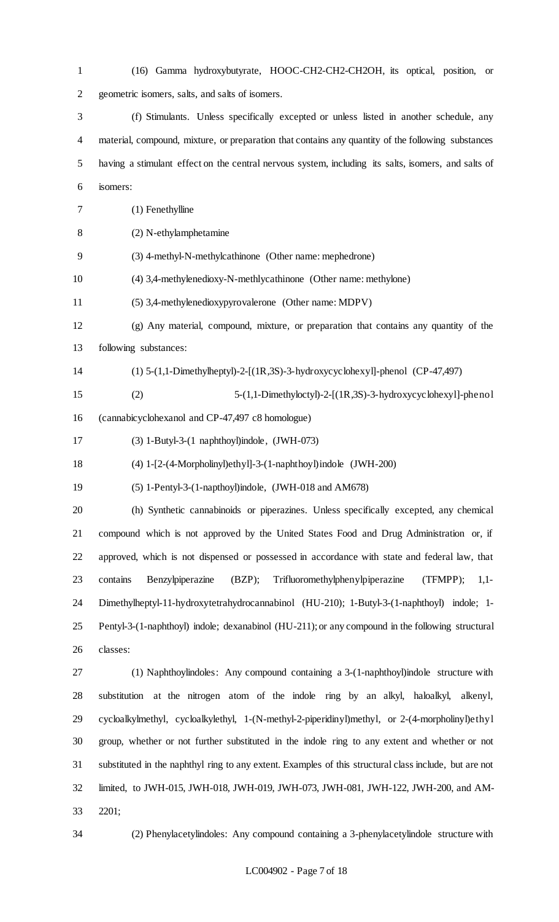(16) Gamma hydroxybutyrate, HOOC-CH2-CH2-CH2OH, its optical, position, or geometric isomers, salts, and salts of isomers.

(f) Stimulants. Unless specifically excepted or unless listed in another schedule, any material, compound, mixture, or preparation that contains any quantity of the following substances having a stimulant effect on the central nervous system, including its salts, isomers, and salts of isomers:

(1) Fenethylline

(2) N-ethylamphetamine

(3) 4-methyl-N-methylcathinone (Other name: mephedrone)

(4) 3,4-methylenedioxy-N-methlycathinone (Other name: methylone)

(5) 3,4-methylenedioxypyrovalerone (Other name: MDPV)

(g) Any material, compound, mixture, or preparation that contains any quantity of the following substances:

(1) 5-(1,1-Dimethylheptyl)-2-[(1R,3S)-3-hydroxycyclohexyl]-phenol (CP-47,497)

(2) 5-(1,1-Dimethyloctyl)-2-[(1R,3S)-3-hydroxycyclohexyl]-phenol (cannabicyclohexanol and CP-47,497 c8 homologue)

(3) 1-Butyl-3-(1 naphthoyl)indole, (JWH-073)

(4) 1-[2-(4-Morpholinyl)ethyl]-3-(1-naphthoyl)indole (JWH-200)

(5) 1-Pentyl-3-(1-napthoyl)indole, (JWH-018 and AM678)

(h) Synthetic cannabinoids or piperazines. Unless specifically excepted, any chemical compound which is not approved by the United States Food and Drug Administration or, if approved, which is not dispensed or possessed in accordance with state and federal law, that contains Benzylpiperazine (BZP); Trifluoromethylphenylpiperazine (TFMPP); 1,1-Dimethylheptyl-11-hydroxytetrahydrocannabinol (HU-210); 1-Butyl-3-(1-naphthoyl) indole; 1-Pentyl-3-(1-naphthoyl) indole; dexanabinol (HU-211); or any compound in the following structural classes:

(1) Naphthoylindoles: Any compound containing a 3-(1-naphthoyl)indole structure with substitution at the nitrogen atom of the indole ring by an alkyl, haloalkyl, alkenyl, cycloalkylmethyl, cycloalkylethyl, 1-(N-methyl-2-piperidinyl)methyl, or 2-(4-morpholinyl)ethyl group, whether or not further substituted in the indole ring to any extent and whether or not substituted in the naphthyl ring to any extent. Examples of this structural class include, but are not limited, to JWH-015, JWH-018, JWH-019, JWH-073, JWH-081, JWH-122, JWH-200, and AM-2201;

(2) Phenylacetylindoles: Any compound containing a 3-phenylacetylindole structure with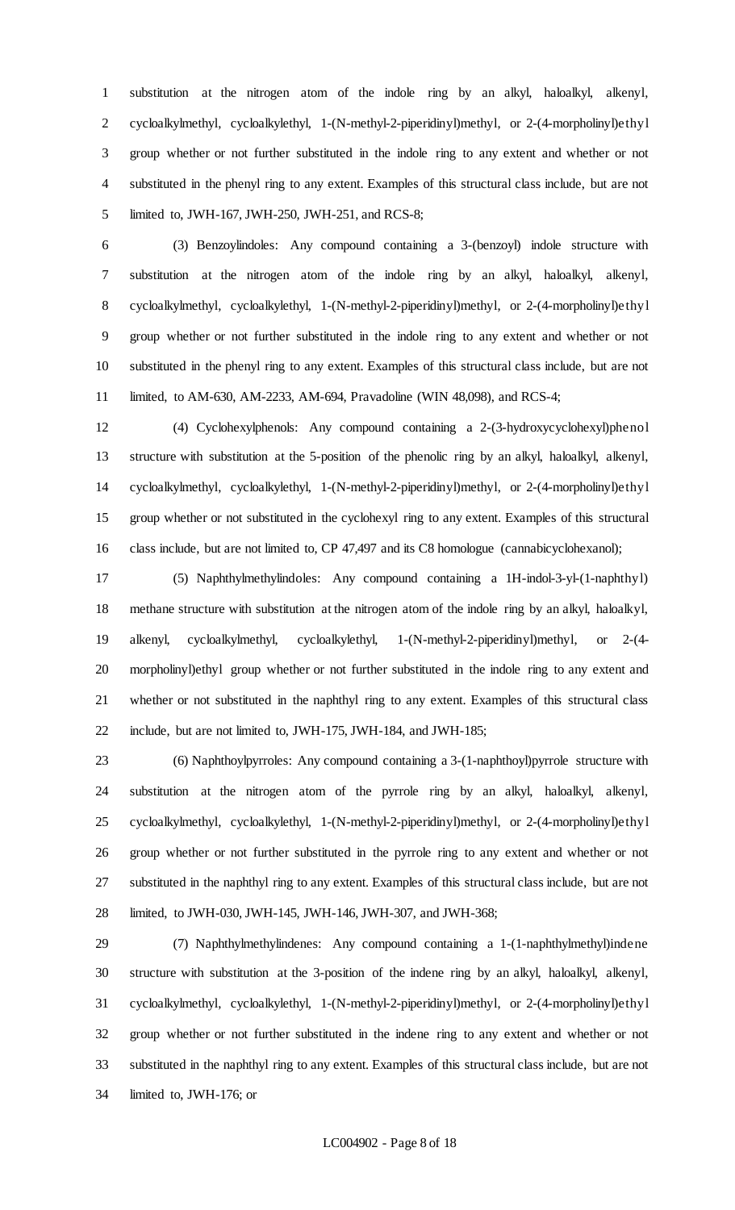substitution at the nitrogen atom of the indole ring by an alkyl, haloalkyl, alkenyl, cycloalkylmethyl, cycloalkylethyl, 1-(N-methyl-2-piperidinyl)methyl, or 2-(4-morpholinyl)ethyl group whether or not further substituted in the indole ring to any extent and whether or not substituted in the phenyl ring to any extent. Examples of this structural class include, but are not limited to, JWH-167, JWH-250, JWH-251, and RCS-8;

(3) Benzoylindoles: Any compound containing a 3-(benzoyl) indole structure with substitution at the nitrogen atom of the indole ring by an alkyl, haloalkyl, alkenyl, cycloalkylmethyl, cycloalkylethyl, 1-(N-methyl-2-piperidinyl)methyl, or 2-(4-morpholinyl)ethyl group whether or not further substituted in the indole ring to any extent and whether or not substituted in the phenyl ring to any extent. Examples of this structural class include, but are not limited, to AM-630, AM-2233, AM-694, Pravadoline (WIN 48,098), and RCS-4;

(4) Cyclohexylphenols: Any compound containing a 2-(3-hydroxycyclohexyl)phenol structure with substitution at the 5-position of the phenolic ring by an alkyl, haloalkyl, alkenyl, cycloalkylmethyl, cycloalkylethyl, 1-(N-methyl-2-piperidinyl)methyl, or 2-(4-morpholinyl)ethyl group whether or not substituted in the cyclohexyl ring to any extent. Examples of this structural class include, but are not limited to, CP 47,497 and its C8 homologue (cannabicyclohexanol);

(5) Naphthylmethylindoles: Any compound containing a 1H-indol-3-yl-(1-naphthyl) methane structure with substitution at the nitrogen atom of the indole ring by an alkyl, haloalkyl, alkenyl, cycloalkylmethyl, cycloalkylethyl, 1-(N-methyl-2-piperidinyl)methyl, or 2-(4-morpholinyl)ethyl group whether or not further substituted in the indole ring to any extent and whether or not substituted in the naphthyl ring to any extent. Examples of this structural class include, but are not limited to, JWH-175, JWH-184, and JWH-185;

(6) Naphthoylpyrroles: Any compound containing a 3-(1-naphthoyl)pyrrole structure with substitution at the nitrogen atom of the pyrrole ring by an alkyl, haloalkyl, alkenyl, cycloalkylmethyl, cycloalkylethyl, 1-(N-methyl-2-piperidinyl)methyl, or 2-(4-morpholinyl)ethyl group whether or not further substituted in the pyrrole ring to any extent and whether or not substituted in the naphthyl ring to any extent. Examples of this structural class include, but are not limited, to JWH-030, JWH-145, JWH-146, JWH-307, and JWH-368;

(7) Naphthylmethylindenes: Any compound containing a 1-(1-naphthylmethyl)indene structure with substitution at the 3-position of the indene ring by an alkyl, haloalkyl, alkenyl, cycloalkylmethyl, cycloalkylethyl, 1-(N-methyl-2-piperidinyl)methyl, or 2-(4-morpholinyl)ethyl group whether or not further substituted in the indene ring to any extent and whether or not substituted in the naphthyl ring to any extent. Examples of this structural class include, but are not limited to, JWH-176; or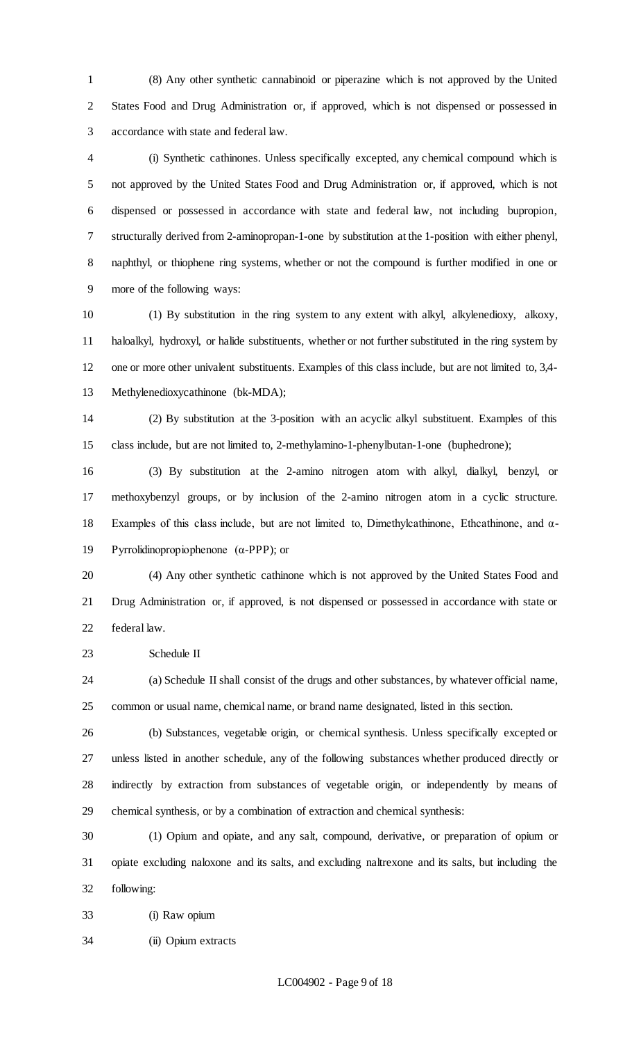(8) Any other synthetic cannabinoid or piperazine which is not approved by the United States Food and Drug Administration or, if approved, which is not dispensed or possessed in accordance with state and federal law.

(i) Synthetic cathinones. Unless specifically excepted, any chemical compound which is not approved by the United States Food and Drug Administration or, if approved, which is not dispensed or possessed in accordance with state and federal law, not including bupropion, structurally derived from 2-aminopropan-1-one by substitution at the 1-position with either phenyl, naphthyl, or thiophene ring systems, whether or not the compound is further modified in one or more of the following ways:

(1) By substitution in the ring system to any extent with alkyl, alkylenedioxy, alkoxy, haloalkyl, hydroxyl, or halide substituents, whether or not further substituted in the ring system by one or more other univalent substituents. Examples of this class include, but are not limited to, 3,4-Methylenedioxycathinone (bk-MDA);

(2) By substitution at the 3-position with an acyclic alkyl substituent. Examples of this class include, but are not limited to, 2-methylamino-1-phenylbutan-1-one (buphedrone);

(3) By substitution at the 2-amino nitrogen atom with alkyl, dialkyl, benzyl, or methoxybenzyl groups, or by inclusion of the 2-amino nitrogen atom in a cyclic structure. Examples of this class include, but are not limited to, Dimethylcathinone, Ethcathinone, and α-Pyrrolidinopropiophenone (α-PPP); or

(4) Any other synthetic cathinone which is not approved by the United States Food and Drug Administration or, if approved, is not dispensed or possessed in accordance with state or federal law.

Schedule II

(a) Schedule II shall consist of the drugs and other substances, by whatever official name, common or usual name, chemical name, or brand name designated, listed in this section.

(b) Substances, vegetable origin, or chemical synthesis. Unless specifically excepted or unless listed in another schedule, any of the following substances whether produced directly or indirectly by extraction from substances of vegetable origin, or independently by means of chemical synthesis, or by a combination of extraction and chemical synthesis:

(1) Opium and opiate, and any salt, compound, derivative, or preparation of opium or opiate excluding naloxone and its salts, and excluding naltrexone and its salts, but including the following:

(i) Raw opium

(ii) Opium extracts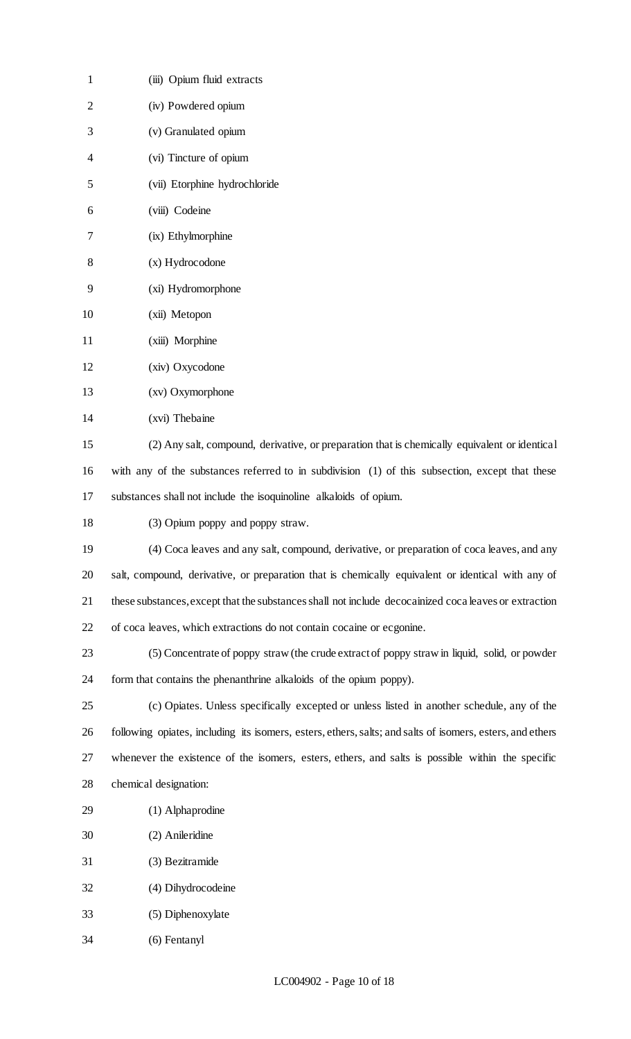(iii) Opium fluid extracts

(iv) Powdered opium

(v) Granulated opium

(vi) Tincture of opium

(vii) Etorphine hydrochloride

(viii) Codeine

(ix) Ethylmorphine

(x) Hydrocodone

(xi) Hydromorphone

(xii) Metopon

(xiii) Morphine

(xiv) Oxycodone

(xv) Oxymorphone

(xvi) Thebaine

(2) Any salt, compound, derivative, or preparation that is chemically equivalent or identical with any of the substances referred to in subdivision (1) of this subsection, except that these substances shall not include the isoquinoline alkaloids of opium.

(3) Opium poppy and poppy straw.

(4) Coca leaves and any salt, compound, derivative, or preparation of coca leaves, and any salt, compound, derivative, or preparation that is chemically equivalent or identical with any of these substances, except that the substances shall not include decocainized coca leaves or extraction of coca leaves, which extractions do not contain cocaine or ecgonine.

(5) Concentrate of poppy straw (the crude extract of poppy straw in liquid, solid, or powder form that contains the phenanthrine alkaloids of the opium poppy).

(c) Opiates. Unless specifically excepted or unless listed in another schedule, any of the following opiates, including its isomers, esters, ethers, salts; and salts of isomers, esters, and ethers whenever the existence of the isomers, esters, ethers, and salts is possible within the specific chemical designation:

(1) Alphaprodine

(2) Anileridine

(3) Bezitramide

(4) Dihydrocodeine

(5) Diphenoxylate

(6) Fentanyl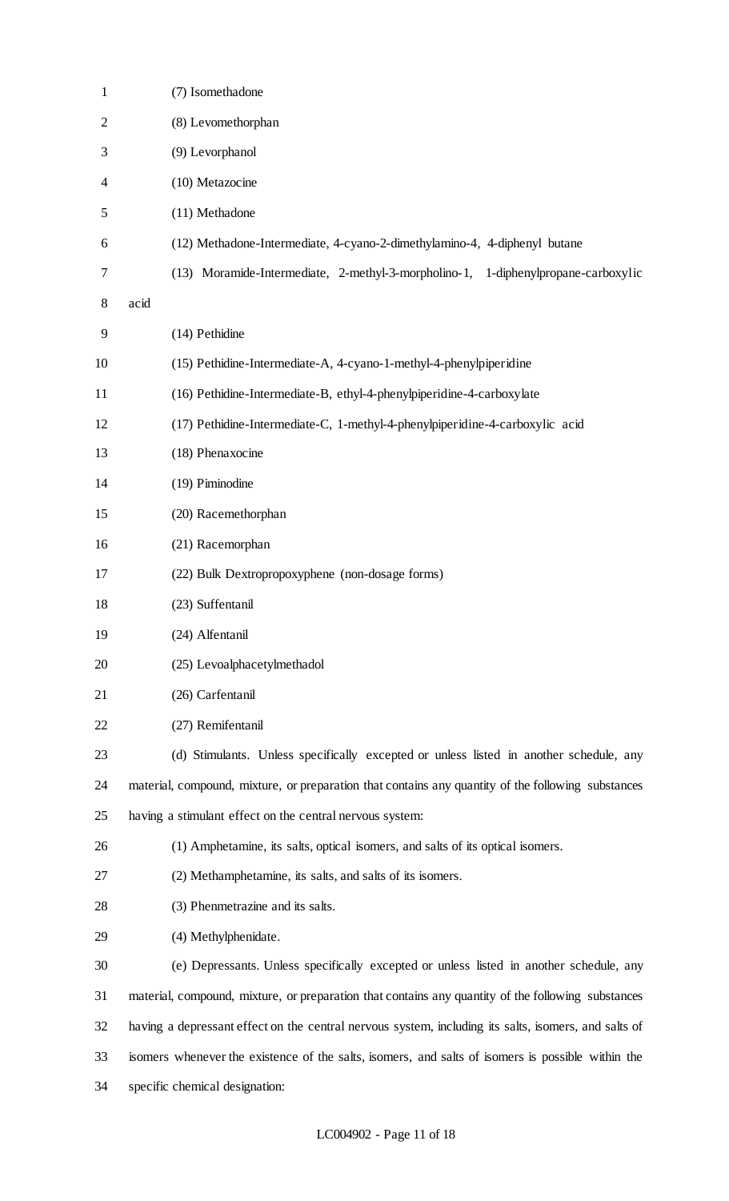(7) Isomethadone

(8) Levomethorphan

(9) Levorphanol

(10) Metazocine

(11) Methadone

(12) Methadone-Intermediate, 4-cyano-2-dimethylamino-4, 4-diphenyl butane

(13) Moramide-Intermediate, 2-methyl-3-morpholino-1, 1-diphenylpropane-carboxylic acid

(14) Pethidine

(15) Pethidine-Intermediate-A, 4-cyano-1-methyl-4-phenylpiperidine

(16) Pethidine-Intermediate-B, ethyl-4-phenylpiperidine-4-carboxylate

(17) Pethidine-Intermediate-C, 1-methyl-4-phenylpiperidine-4-carboxylic acid

(18) Phenaxocine

(19) Piminodine

(20) Racemethorphan

(21) Racemorphan

(22) Bulk Dextropropoxyphene (non-dosage forms)

(23) Suffentanil

(24) Alfentanil

(25) Levoalphacetylmethadol

(26) Carfentanil

(27) Remifentanil

(d) Stimulants. Unless specifically excepted or unless listed in another schedule, any material, compound, mixture, or preparation that contains any quantity of the following substances having a stimulant effect on the central nervous system:

(1) Amphetamine, its salts, optical isomers, and salts of its optical isomers.

(2) Methamphetamine, its salts, and salts of its isomers.

(3) Phenmetrazine and its salts.

(4) Methylphenidate.

(e) Depressants. Unless specifically excepted or unless listed in another schedule, any material, compound, mixture, or preparation that contains any quantity of the following substances having a depressant effect on the central nervous system, including its salts, isomers, and salts of isomers whenever the existence of the salts, isomers, and salts of isomers is possible within the specific chemical designation: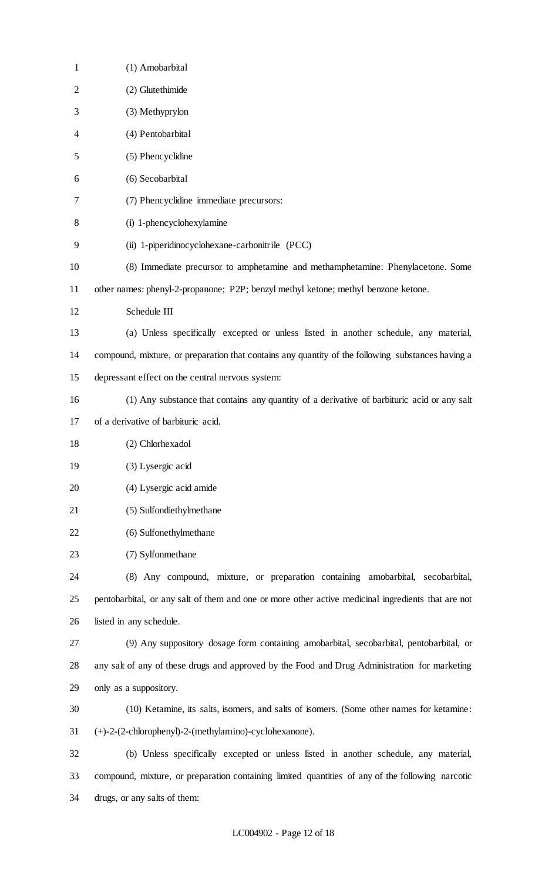(1) Amobarbital

(2) Glutethimide

(3) Methyprylon

(4) Pentobarbital

(5) Phencyclidine

(6) Secobarbital

(7) Phencyclidine immediate precursors:

(i) 1-phencyclohexylamine

(ii) 1-piperidinocyclohexane-carbonitrile (PCC)

(8) Immediate precursor to amphetamine and methamphetamine: Phenylacetone. Some other names: phenyl-2-propanone; P2P; benzyl methyl ketone; methyl benzone ketone.

Schedule III

(a) Unless specifically excepted or unless listed in another schedule, any material, compound, mixture, or preparation that contains any quantity of the following substances having a depressant effect on the central nervous system:

(1) Any substance that contains any quantity of a derivative of barbituric acid or any salt of a derivative of barbituric acid.

(2) Chlorhexadol

(3) Lysergic acid

(4) Lysergic acid amide

(5) Sulfondiethylmethane

(6) Sulfonethylmethane

(7) Sylfonmethane

(8) Any compound, mixture, or preparation containing amobarbital, secobarbital, pentobarbital, or any salt of them and one or more other active medicinal ingredients that are not listed in any schedule.

(9) Any suppository dosage form containing amobarbital, secobarbital, pentobarbital, or any salt of any of these drugs and approved by the Food and Drug Administration for marketing only as a suppository.

(10) Ketamine, its salts, isomers, and salts of isomers. (Some other names for ketamine: (+)-2-(2-chlorophenyl)-2-(methylamino)-cyclohexanone).

(b) Unless specifically excepted or unless listed in another schedule, any material, compound, mixture, or preparation containing limited quantities of any of the following narcotic drugs, or any salts of them: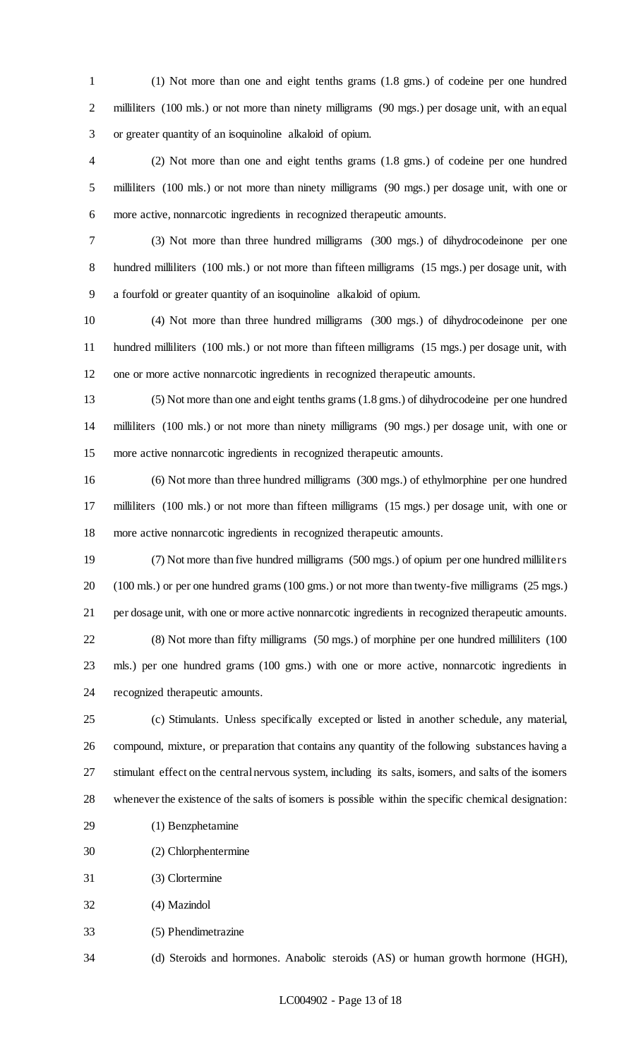(1) Not more than one and eight tenths grams (1.8 gms.) of codeine per one hundred milliliters (100 mls.) or not more than ninety milligrams (90 mgs.) per dosage unit, with an equal or greater quantity of an isoquinoline alkaloid of opium.

(2) Not more than one and eight tenths grams (1.8 gms.) of codeine per one hundred milliliters (100 mls.) or not more than ninety milligrams (90 mgs.) per dosage unit, with one or more active, nonnarcotic ingredients in recognized therapeutic amounts.

(3) Not more than three hundred milligrams (300 mgs.) of dihydrocodeinone per one hundred milliliters (100 mls.) or not more than fifteen milligrams (15 mgs.) per dosage unit, with a fourfold or greater quantity of an isoquinoline alkaloid of opium.

(4) Not more than three hundred milligrams (300 mgs.) of dihydrocodeinone per one hundred milliliters (100 mls.) or not more than fifteen milligrams (15 mgs.) per dosage unit, with one or more active nonnarcotic ingredients in recognized therapeutic amounts.

(5) Not more than one and eight tenths grams (1.8 gms.) of dihydrocodeine per one hundred milliliters (100 mls.) or not more than ninety milligrams (90 mgs.) per dosage unit, with one or more active nonnarcotic ingredients in recognized therapeutic amounts.

(6) Not more than three hundred milligrams (300 mgs.) of ethylmorphine per one hundred milliliters (100 mls.) or not more than fifteen milligrams (15 mgs.) per dosage unit, with one or more active nonnarcotic ingredients in recognized therapeutic amounts.

(7) Not more than five hundred milligrams (500 mgs.) of opium per one hundred milliliters (100 mls.) or per one hundred grams (100 gms.) or not more than twenty-five milligrams (25 mgs.) per dosage unit, with one or more active nonnarcotic ingredients in recognized therapeutic amounts.

(8) Not more than fifty milligrams (50 mgs.) of morphine per one hundred milliliters (100 mls.) per one hundred grams (100 gms.) with one or more active, nonnarcotic ingredients in recognized therapeutic amounts.

(c) Stimulants. Unless specifically excepted or listed in another schedule, any material, compound, mixture, or preparation that contains any quantity of the following substances having a stimulant effect on the central nervous system, including its salts, isomers, and salts of the isomers whenever the existence of the salts of isomers is possible within the specific chemical designation:

(1) Benzphetamine

(2) Chlorphentermine

(3) Clortermine

(4) Mazindol

(5) Phendimetrazine

(d) Steroids and hormones. Anabolic steroids (AS) or human growth hormone (HGH),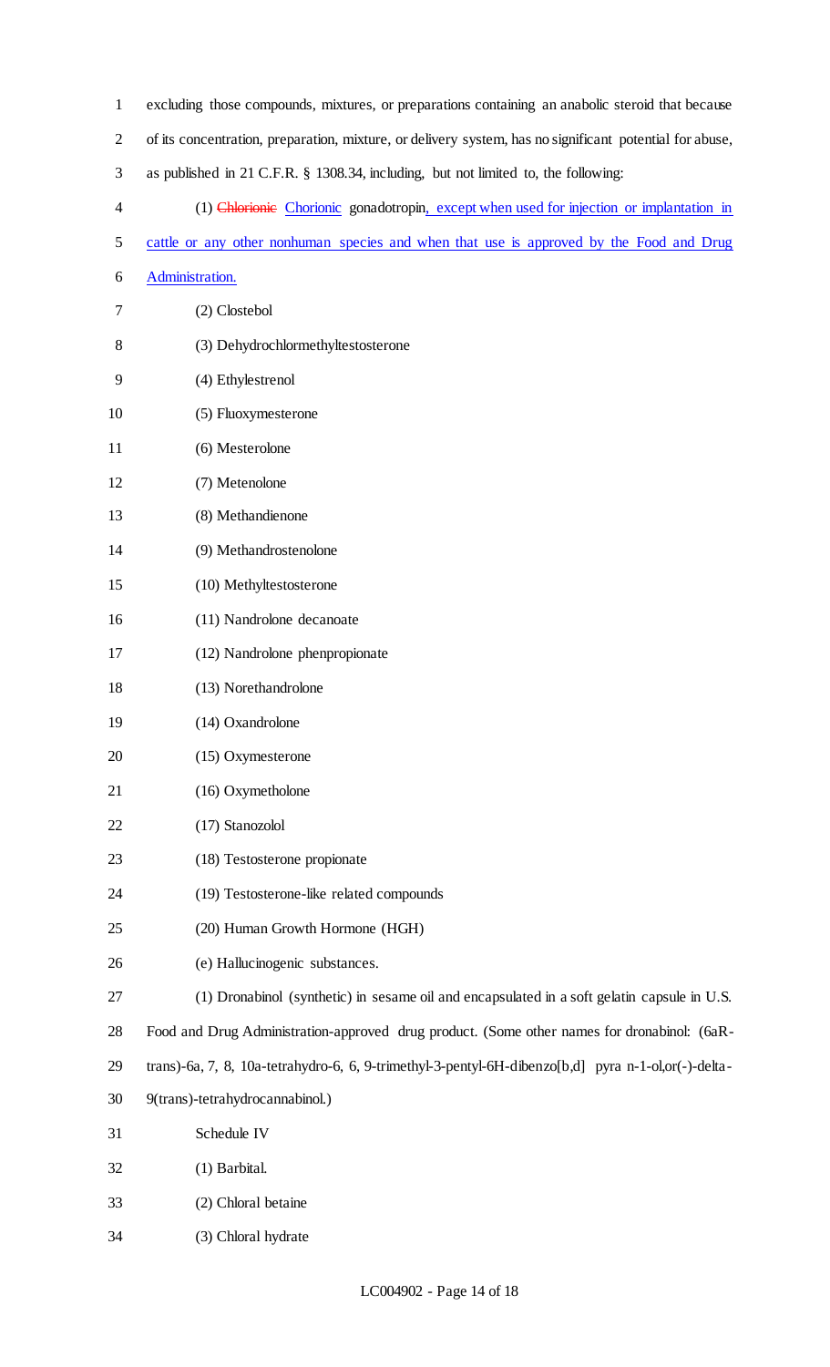excluding those compounds, mixtures, or preparations containing an anabolic steroid that because of its concentration, preparation, mixture, or delivery system, has no significant potential for abuse, as published in 21 C.F.R. § 1308.34, including, but not limited to, the following:

(1) ~~Chlorionic~~ Chorionic gonadotropin, except when used for injection or implantation in cattle or any other nonhuman species and when that use is approved by the Food and Drug Administration.

(2) Clostebol

(3) Dehydrochlormethyltestosterone

(4) Ethylestrenol

(5) Fluoxymesterone

(6) Mesterolone

(7) Metenolone

(8) Methandienone

(9) Methandrostenolone

(10) Methyltestosterone

(11) Nandrolone decanoate

(12) Nandrolone phenpropionate

(13) Norethandrolone

(14) Oxandrolone

(15) Oxymesterone

(16) Oxymetholone

(17) Stanozolol

(18) Testosterone propionate

(19) Testosterone-like related compounds

(20) Human Growth Hormone (HGH)

(e) Hallucinogenic substances.

(1) Dronabinol (synthetic) in sesame oil and encapsulated in a soft gelatin capsule in U.S. Food and Drug Administration-approved drug product. (Some other names for dronabinol: (6aR-trans)-6a, 7, 8, 10a-tetrahydro-6, 6, 9-trimethyl-3-pentyl-6H-dibenzo[b,d] pyra n-1-ol,or(-)-delta-9(trans)-tetrahydrocannabinol.)

Schedule IV

(1) Barbital.

(2) Chloral betaine

(3) Chloral hydrate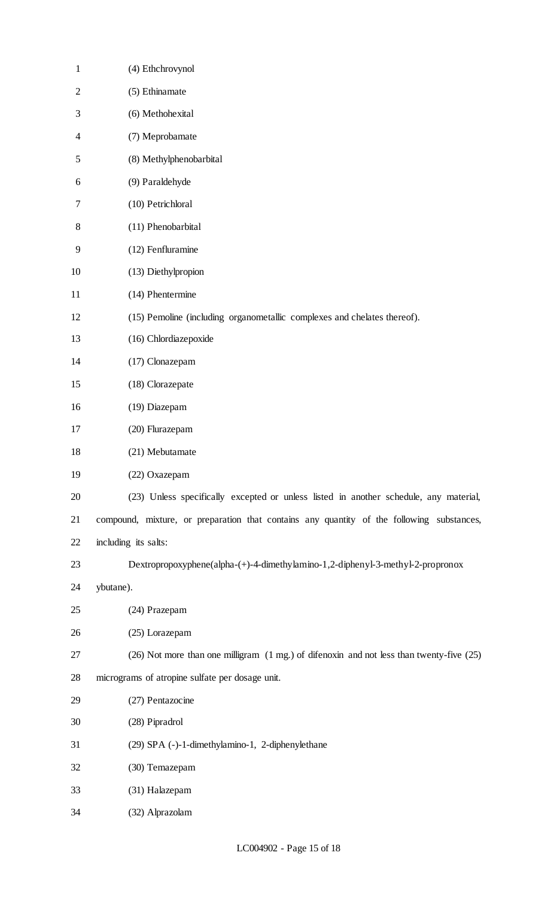(4) Ethchrovynol

(5) Ethinamate

(6) Methohexital

(7) Meprobamate

(8) Methylphenobarbital

(9) Paraldehyde

(10) Petrichloral

(11) Phenobarbital

(12) Fenfluramine

(13) Diethylpropion

(14) Phentermine

(15) Pemoline (including organometallic complexes and chelates thereof).

(16) Chlordiazepoxide

(17) Clonazepam

(18) Clorazepate

(19) Diazepam

(20) Flurazepam

(21) Mebutamate

(22) Oxazepam

(23) Unless specifically excepted or unless listed in another schedule, any material, compound, mixture, or preparation that contains any quantity of the following substances, including its salts:

Dextropropoxyphene(alpha-(+)-4-dimethylamino-1,2-diphenyl-3-methyl-2-propronox ybutane).

(24) Prazepam

(25) Lorazepam

(26) Not more than one milligram (1 mg.) of difenoxin and not less than twenty-five (25) micrograms of atropine sulfate per dosage unit.

(27) Pentazocine

(28) Pipradrol

(29) SPA (-)-1-dimethylamino-1, 2-diphenylethane

(30) Temazepam

(31) Halazepam

(32) Alprazolam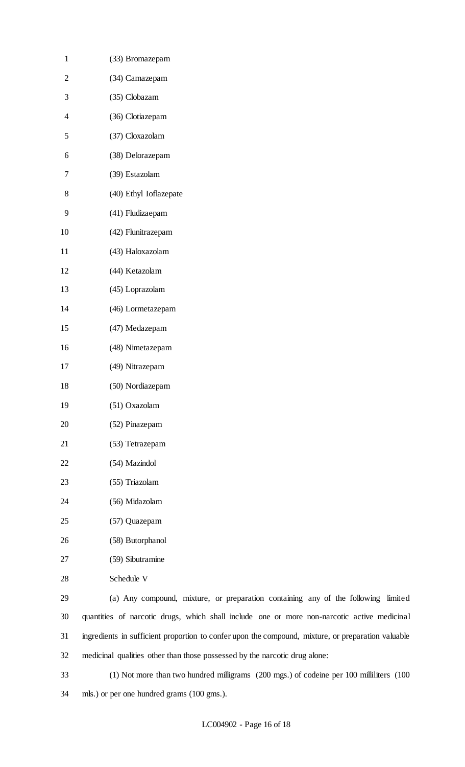(33) Bromazepam

(34) Camazepam

(35) Clobazam

(36) Clotiazepam

(37) Cloxazolam

(38) Delorazepam

(39) Estazolam

(40) Ethyl Ioflazepate

(41) Fludizaepam

(42) Flunitrazepam

(43) Haloxazolam

(44) Ketazolam

(45) Loprazolam

(46) Lormetazepam

(47) Medazepam

(48) Nimetazepam

(49) Nitrazepam

(50) Nordiazepam

(51) Oxazolam

(52) Pinazepam

(53) Tetrazepam

(54) Mazindol

(55) Triazolam

(56) Midazolam

(57) Quazepam

(58) Butorphanol

(59) Sibutramine

Schedule V

(a) Any compound, mixture, or preparation containing any of the following limited quantities of narcotic drugs, which shall include one or more non-narcotic active medicinal ingredients in sufficient proportion to confer upon the compound, mixture, or preparation valuable medicinal qualities other than those possessed by the narcotic drug alone:

(1) Not more than two hundred milligrams (200 mgs.) of codeine per 100 milliliters (100 mls.) or per one hundred grams (100 gms.).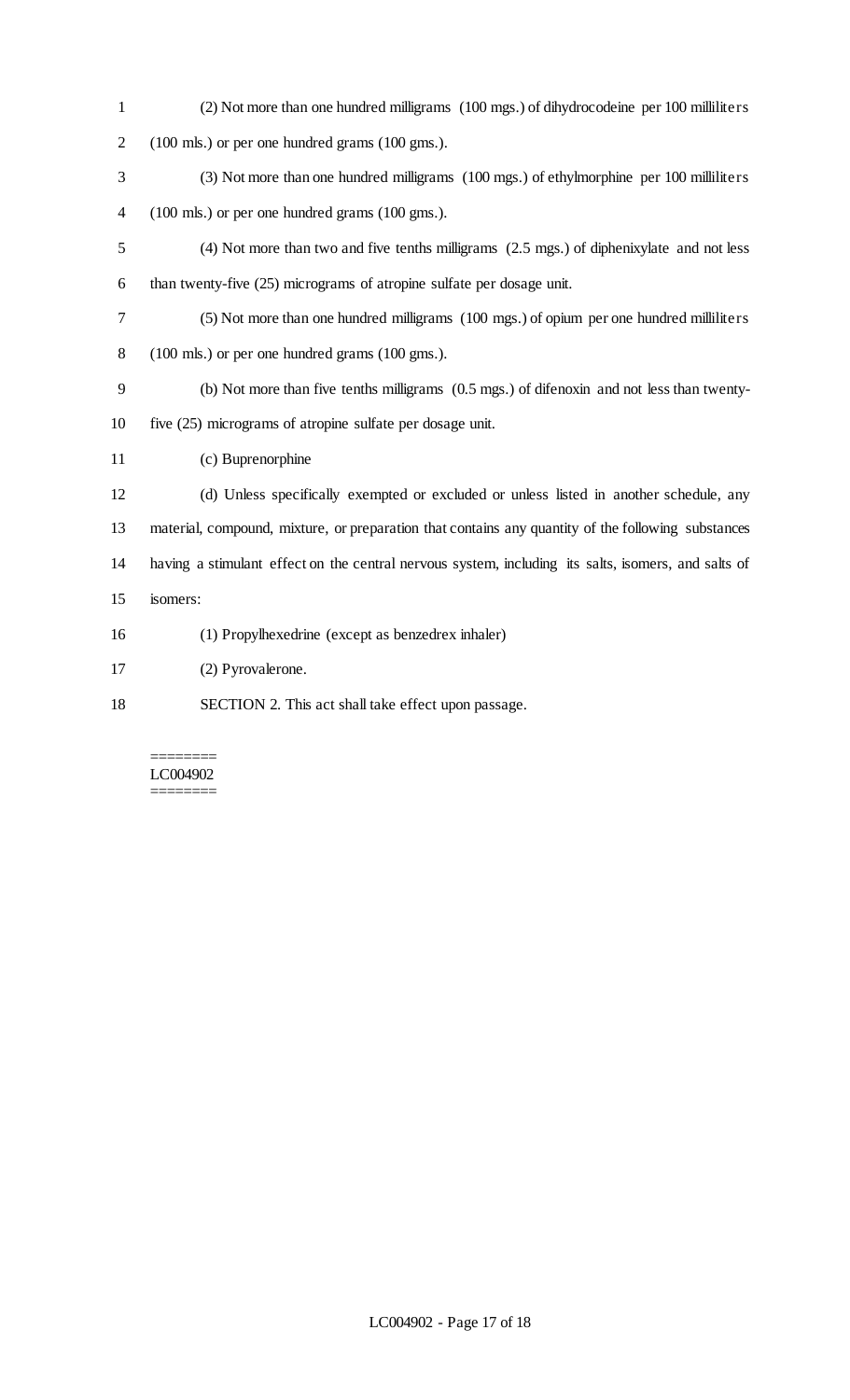(2) Not more than one hundred milligrams (100 mgs.) of dihydrocodeine per 100 milliliters (100 mls.) or per one hundred grams (100 gms.).

(3) Not more than one hundred milligrams (100 mgs.) of ethylmorphine per 100 milliliters (100 mls.) or per one hundred grams (100 gms.).

(4) Not more than two and five tenths milligrams (2.5 mgs.) of diphenixylate and not less than twenty-five (25) micrograms of atropine sulfate per dosage unit.

(5) Not more than one hundred milligrams (100 mgs.) of opium per one hundred milliliters (100 mls.) or per one hundred grams (100 gms.).

(b) Not more than five tenths milligrams (0.5 mgs.) of difenoxin and not less than twenty-five (25) micrograms of atropine sulfate per dosage unit.

(c) Buprenorphine

(d) Unless specifically exempted or excluded or unless listed in another schedule, any material, compound, mixture, or preparation that contains any quantity of the following substances having a stimulant effect on the central nervous system, including its salts, isomers, and salts of isomers:

(1) Propylhexedrine (except as benzedrex inhaler)

(2) Pyrovalerone.

SECTION 2. This act shall take effect upon passage.

========
LC004902
========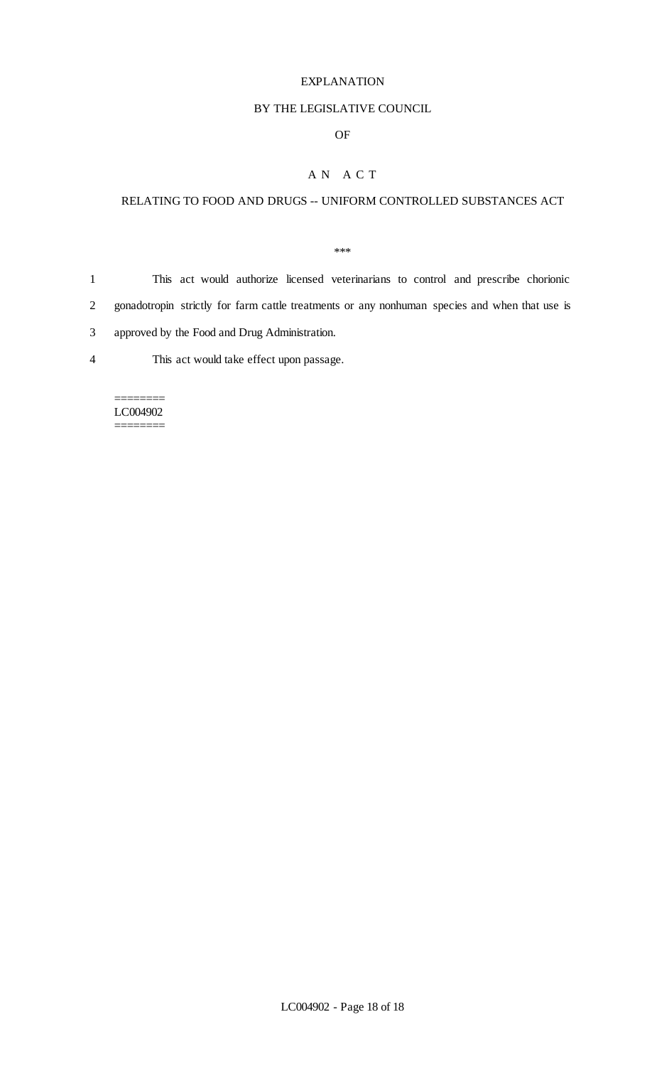EXPLANATION

BY THE LEGISLATIVE COUNCIL

OF

# A N A C T

## RELATING TO FOOD AND DRUGS -- UNIFORM CONTROLLED SUBSTANCES ACT

\*\*\*

This act would authorize licensed veterinarians to control and prescribe chorionic gonadotropin strictly for farm cattle treatments or any nonhuman species and when that use is approved by the Food and Drug Administration.

This act would take effect upon passage.

========
LC004902
========